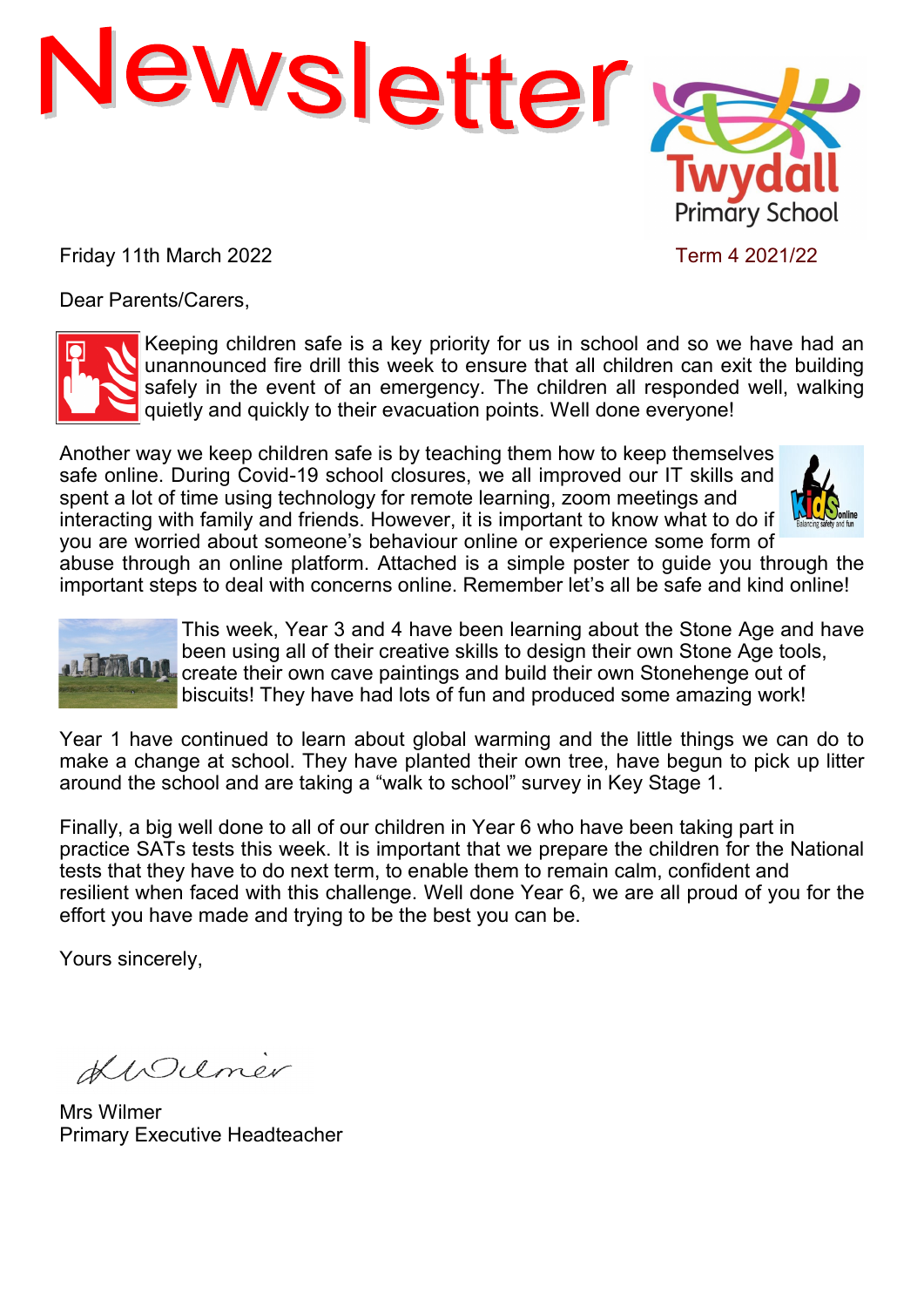# Newsletter

Twydall Primary School

Friday 11th March 2022 Term 4 2021/22

Dear Parents/Carers,

Keeping children safe is a key priority for us in school and so we have had an unannounced fire drill this week to ensure that all children can exit the building safely in the event of an emergency. The children all responded well, walking quietly and quickly to their evacuation points. Well done everyone!

Another way we keep children safe is by teaching them how to keep themselves safe online. During Covid-19 school closures, we all improved our IT skills and spent a lot of time using technology for remote learning, zoom meetings and interacting with family and friends. However, it is important to know what to do if you are worried about someone's behaviour online or experience some form of abuse through an online platform. Attached is a simple poster to guide you through the important steps to deal with concerns online. Remember let's all be safe and kind online!

This week, Year 3 and 4 have been learning about the Stone Age and have been using all of their creative skills to design their own Stone Age tools, create their own cave paintings and build their own Stonehenge out of biscuits! They have had lots of fun and produced some amazing work!

Year 1 have continued to learn about global warming and the little things we can do to make a change at school. They have planted their own tree, have begun to pick up litter around the school and are taking a "walk to school" survey in Key Stage 1.

Finally, a big well done to all of our children in Year 6 who have been taking part in practice SATs tests this week. It is important that we prepare the children for the National tests that they have to do next term, to enable them to remain calm, confident and resilient when faced with this challenge. Well done Year 6, we are all proud of you for the effort you have made and trying to be the best you can be.

Yours sincerely,

Mrs Wilmer
Primary Executive Headteacher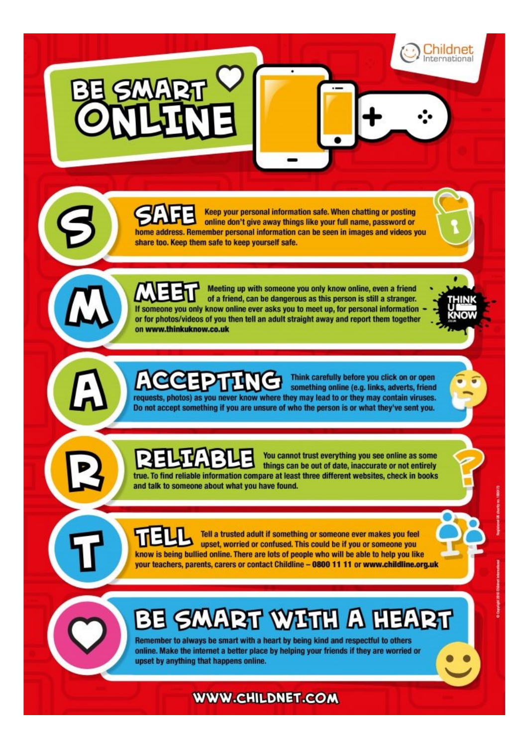Childnet International

# BE SMART ONLINE

## S — SAFE

Keep your personal information safe. When chatting or posting online don't give away things like your full name, password or home address. Remember personal information can be seen in images and videos you share too. Keep them safe to keep yourself safe.

## M — MEET

Meeting up with someone you only know online, even a friend of a friend, can be dangerous as this person is still a stranger. If someone you only know online ever asks you to meet up, for personal information or for photos/videos of you then tell an adult straight away and report them together on **www.thinkuknow.co.uk**

THINK U KNOW

## A — ACCEPTING

Think carefully before you click on or open something online (e.g. links, adverts, friend requests, photos) as you never know where they may lead to or they may contain viruses. Do not accept something if you are unsure of who the person is or what they've sent you.

## R — RELIABLE

You cannot trust everything you see online as some things can be out of date, inaccurate or not entirely true. To find reliable information compare at least three different websites, check in books and talk to someone about what you have found.

## T — TELL

Tell a trusted adult if something or someone ever makes you feel upset, worried or confused. This could be if you or someone you know is being bullied online. There are lots of people who will be able to help you like your teachers, parents, carers or contact Childline – **0800 11 11** or **www.childline.org.uk**

## BE SMART WITH A HEART

Remember to always be smart with a heart by being kind and respectful to others online. Make the internet a better place by helping your friends if they are worried or upset by anything that happens online.

**WWW.CHILDNET.COM**